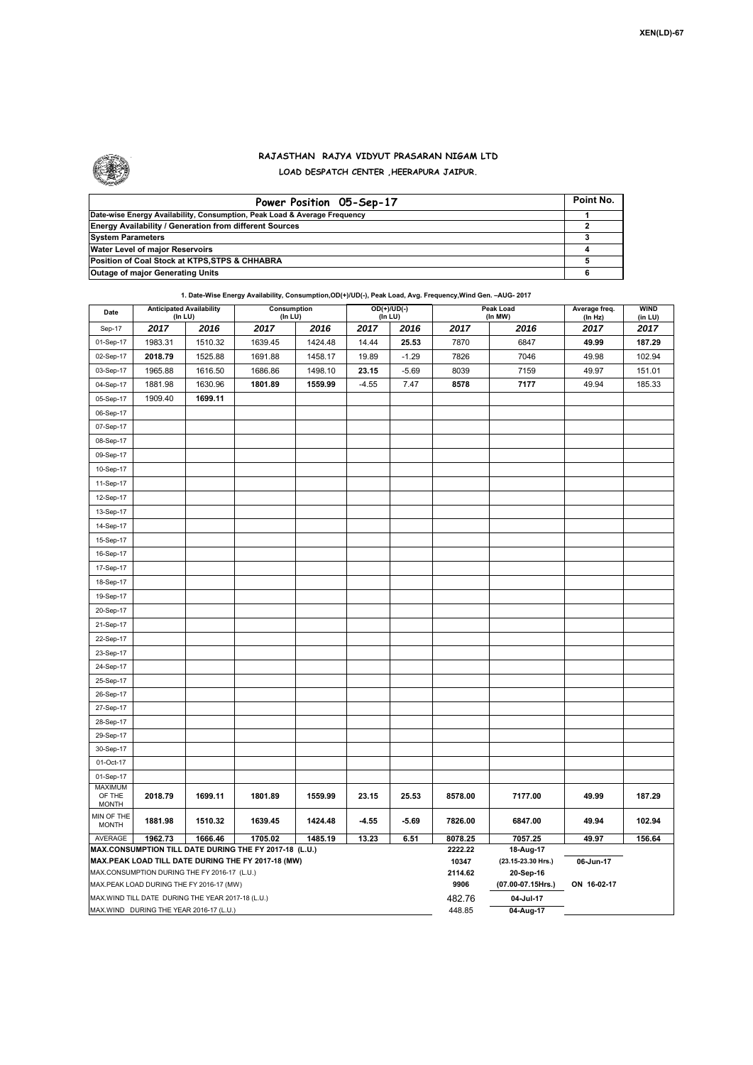XEN(LD)-67

# RAJASTHAN RAJYA VIDYUT PRASARAN NIGAM LTD

## LOAD DESPATCH CENTER ,HEERAPURA JAIPUR.

| Power Position 05-Sep-17 | Point No. |
|---|---|
| Date-wise Energy Availability, Consumption, Peak Load & Average Frequency | 1 |
| Energy Availability / Generation from different Sources | 2 |
| System Parameters | 3 |
| Water Level of major Reservoirs | 4 |
| Position of Coal Stock at KTPS,STPS & CHHABRA | 5 |
| Outage of major Generating Units | 6 |

**1. Date-Wise Energy Availability, Consumption,OD(+)/UD(-), Peak Load, Avg. Frequency,Wind Gen. –AUG- 2017**

| Date | Anticipated Availability (In LU) | | Consumption (In LU) | | OD(+)/UD(-) (In LU) | | Peak Load (In MW) | | Average freq. (In Hz) | WIND (in LU) |
|---|---|---|---|---|---|---|---|---|---|---|
| Sep-17 | 2017 | 2016 | 2017 | 2016 | 2017 | 2016 | 2017 | 2016 | 2017 | 2017 |
| 01-Sep-17 | 1983.31 | 1510.32 | 1639.45 | 1424.48 | 14.44 | 25.53 | 7870 | 6847 | 49.99 | 187.29 |
| 02-Sep-17 | 2018.79 | 1525.88 | 1691.88 | 1458.17 | 19.89 | -1.29 | 7826 | 7046 | 49.98 | 102.94 |
| 03-Sep-17 | 1965.88 | 1616.50 | 1686.86 | 1498.10 | 23.15 | -5.69 | 8039 | 7159 | 49.97 | 151.01 |
| 04-Sep-17 | 1881.98 | 1630.96 | 1801.89 | 1559.99 | -4.55 | 7.47 | 8578 | 7177 | 49.94 | 185.33 |
| 05-Sep-17 | 1909.40 | 1699.11 | | | | | | | | |
| 06-Sep-17 | | | | | | | | | | |
| 07-Sep-17 | | | | | | | | | | |
| 08-Sep-17 | | | | | | | | | | |
| 09-Sep-17 | | | | | | | | | | |
| 10-Sep-17 | | | | | | | | | | |
| 11-Sep-17 | | | | | | | | | | |
| 12-Sep-17 | | | | | | | | | | |
| 13-Sep-17 | | | | | | | | | | |
| 14-Sep-17 | | | | | | | | | | |
| 15-Sep-17 | | | | | | | | | | |
| 16-Sep-17 | | | | | | | | | | |
| 17-Sep-17 | | | | | | | | | | |
| 18-Sep-17 | | | | | | | | | | |
| 19-Sep-17 | | | | | | | | | | |
| 20-Sep-17 | | | | | | | | | | |
| 21-Sep-17 | | | | | | | | | | |
| 22-Sep-17 | | | | | | | | | | |
| 23-Sep-17 | | | | | | | | | | |
| 24-Sep-17 | | | | | | | | | | |
| 25-Sep-17 | | | | | | | | | | |
| 26-Sep-17 | | | | | | | | | | |
| 27-Sep-17 | | | | | | | | | | |
| 28-Sep-17 | | | | | | | | | | |
| 29-Sep-17 | | | | | | | | | | |
| 30-Sep-17 | | | | | | | | | | |
| 01-Oct-17 | | | | | | | | | | |
| 01-Sep-17 | | | | | | | | | | |
| MAXIMUM OF THE MONTH | 2018.79 | 1699.11 | 1801.89 | 1559.99 | 23.15 | 25.53 | 8578.00 | 7177.00 | 49.99 | 187.29 |
| MIN OF THE MONTH | 1881.98 | 1510.32 | 1639.45 | 1424.48 | -4.55 | -5.69 | 7826.00 | 6847.00 | 49.94 | 102.94 |
| AVERAGE | 1962.73 | 1666.46 | 1705.02 | 1485.19 | 13.23 | 6.51 | 8078.25 | 7057.25 | 49.97 | 156.64 |

| | | | |
|---|---|---|---|
| MAX.CONSUMPTION TILL DATE DURING THE FY 2017-18 (L.U.) | 2222.22 | 18-Aug-17 | |
| MAX.PEAK LOAD TILL DATE DURING THE FY 2017-18 (MW) | 10347 | (23.15-23.30 Hrs.) | 06-Jun-17 |
| MAX.CONSUMPTION DURING THE FY 2016-17 (L.U.) | 2114.62 | 20-Sep-16 | |
| MAX.PEAK LOAD DURING THE FY 2016-17 (MW) | 9906 | (07.00-07.15Hrs.) | ON 16-02-17 |
| MAX.WIND TILL DATE DURING THE YEAR 2017-18 (L.U.) | 482.76 | 04-Jul-17 | |
| MAX.WIND DURING THE YEAR 2016-17 (L.U.) | 448.85 | 04-Aug-17 | |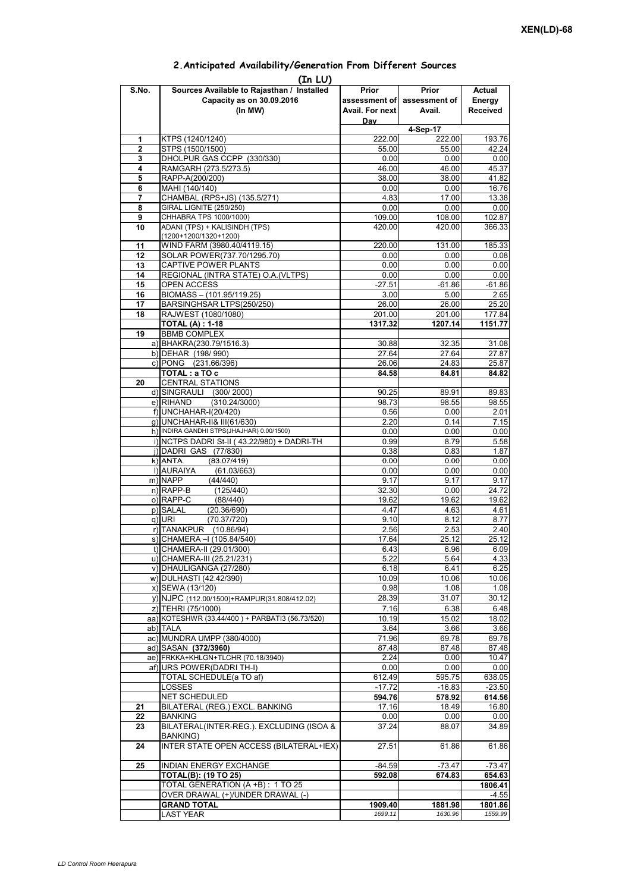## 2.Anticipated Availability/Generation From Different Sources

(In LU)

| S.No. | Sources Available to Rajasthan / Installed Capacity as on 30.09.2016 (In MW) | Prior assessment of Avail. For next Day | Prior assessment of Avail. | Actual Energy Received |
|---|---|---|---|---|
| | | | 4-Sep-17 | |
| 1 | KTPS (1240/1240) | 222.00 | 222.00 | 193.76 |
| 2 | STPS (1500/1500) | 55.00 | 55.00 | 42.24 |
| 3 | DHOLPUR GAS CCPP (330/330) | 0.00 | 0.00 | 0.00 |
| 4 | RAMGARH (273.5/273.5) | 46.00 | 46.00 | 45.37 |
| 5 | RAPP-A(200/200) | 38.00 | 38.00 | 41.82 |
| 6 | MAHI (140/140) | 0.00 | 0.00 | 16.76 |
| 7 | CHAMBAL (RPS+JS) (135.5/271) | 4.83 | 17.00 | 13.38 |
| 8 | GIRAL LIGNITE (250/250) | 0.00 | 0.00 | 0.00 |
| 9 | CHHABRA TPS 1000/1000) | 109.00 | 108.00 | 102.87 |
| 10 | ADANI (TPS) + KALISINDH (TPS) (1200+1200/1320+1200) | 420.00 | 420.00 | 366.33 |
| 11 | WIND FARM (3980.40/4119.15) | 220.00 | 131.00 | 185.33 |
| 12 | SOLAR POWER(737.70/1295.70) | 0.00 | 0.00 | 0.08 |
| 13 | CAPTIVE POWER PLANTS | 0.00 | 0.00 | 0.00 |
| 14 | REGIONAL (INTRA STATE) O.A.(VLTPS) | 0.00 | 0.00 | 0.00 |
| 15 | OPEN ACCESS | -27.51 | -61.86 | -61.86 |
| 16 | BIOMASS – (101.95/119.25) | 3.00 | 5.00 | 2.65 |
| 17 | BARSINGHSAR LTPS(250/250) | 26.00 | 26.00 | 25.20 |
| 18 | RAJWEST (1080/1080) | 201.00 | 201.00 | 177.84 |
| | **TOTAL (A) : 1-18** | **1317.32** | **1207.14** | **1151.77** |
| 19 | BBMB COMPLEX | | | |
| | a) BHAKRA(230.79/1516.3) | 30.88 | 32.35 | 31.08 |
| | b) DEHAR (198/ 990) | 27.64 | 27.64 | 27.87 |
| | c) PONG (231.66/396) | 26.06 | 24.83 | 25.87 |
| | **TOTAL : a TO c** | **84.58** | **84.81** | **84.82** |
| 20 | CENTRAL STATIONS | | | |
| | d) SINGRAULI (300/ 2000) | 90.25 | 89.91 | 89.83 |
| | e) RIHAND (310.24/3000) | 98.73 | 98.55 | 98.55 |
| | f) UNCHAHAR-I(20/420) | 0.56 | 0.00 | 2.01 |
| | g) UNCHAHAR-II& III(61/630) | 2.20 | 0.14 | 7.15 |
| | h) INDIRA GANDHI STPS(JHAJHAR) 0.00/1500) | 0.00 | 0.00 | 0.00 |
| | i) NCTPS DADRI St-II ( 43.22/980) + DADRI-TH | 0.99 | 8.79 | 5.58 |
| | j) DADRI GAS (77/830) | 0.38 | 0.83 | 1.87 |
| | k) ANTA (83.07/419) | 0.00 | 0.00 | 0.00 |
| | l) AURAIYA (61.03/663) | 0.00 | 0.00 | 0.00 |
| | m) NAPP (44/440) | 9.17 | 9.17 | 9.17 |
| | n) RAPP-B (125/440) | 32.30 | 0.00 | 24.72 |
| | o) RAPP-C (88/440) | 19.62 | 19.62 | 19.62 |
| | p) SALAL (20.36/690) | 4.47 | 4.63 | 4.61 |
| | q) URI (70.37/720) | 9.10 | 8.12 | 8.77 |
| | r) TANAKPUR (10.86/94) | 2.56 | 2.53 | 2.40 |
| | s) CHAMERA –I (105.84/540) | 17.64 | 25.12 | 25.12 |
| | t) CHAMERA-II (29.01/300) | 6.43 | 6.96 | 6.09 |
| | u) CHAMERA-III (25.21/231) | 5.22 | 5.64 | 4.33 |
| | v) DHAULIGANGA (27/280) | 6.18 | 6.41 | 6.25 |
| | w) DULHASTI (42.42/390) | 10.09 | 10.06 | 10.06 |
| | x) SEWA (13/120) | 0.98 | 1.08 | 1.08 |
| | y) NJPC (112.00/1500)+RAMPUR(31.808/412.02) | 28.39 | 31.07 | 30.12 |
| | z) TEHRI (75/1000) | 7.16 | 6.38 | 6.48 |
| | aa) KOTESHWR (33.44/400 ) + PARBATI3 (56.73/520) | 10.19 | 15.02 | 18.02 |
| | ab) TALA | 3.64 | 3.66 | 3.66 |
| | ac) MUNDRA UMPP (380/4000) | 71.96 | 69.78 | 69.78 |
| | ad) SASAN **(372/3960)** | 87.48 | 87.48 | 87.48 |
| | ae) FRKKA+KHLGN+TLCHR (70.18/3940) | 2.24 | 0.00 | 10.47 |
| | af) URS POWER(DADRI TH-I) | 0.00 | 0.00 | 0.00 |
| | TOTAL SCHEDULE(a TO af) | 612.49 | 595.75 | 638.05 |
| | LOSSES | -17.72 | -16.83 | -23.50 |
| | NET SCHEDULED | **594.76** | **578.92** | **614.56** |
| 21 | BILATERAL (REG.) EXCL. BANKING | 17.16 | 18.49 | 16.80 |
| 22 | BANKING | 0.00 | 0.00 | 0.00 |
| 23 | BILATERAL(INTER-REG.). EXCLUDING (ISOA & BANKING) | 37.24 | 88.07 | 34.89 |
| 24 | INTER STATE OPEN ACCESS (BILATERAL+IEX) | 27.51 | 61.86 | 61.86 |
| 25 | INDIAN ENERGY EXCHANGE | -84.59 | -73.47 | -73.47 |
| | **TOTAL(B): (19 TO 25)** | **592.08** | **674.83** | **654.63** |
| | TOTAL GENERATION (A +B) : 1 TO 25 | | | **1806.41** |
| | OVER DRAWAL (+)/UNDER DRAWAL (-) | | | -4.55 |
| | **GRAND TOTAL** | **1909.40** | **1881.98** | **1801.86** |
| | LAST YEAR | *1699.11* | *1630.96* | *1559.99* |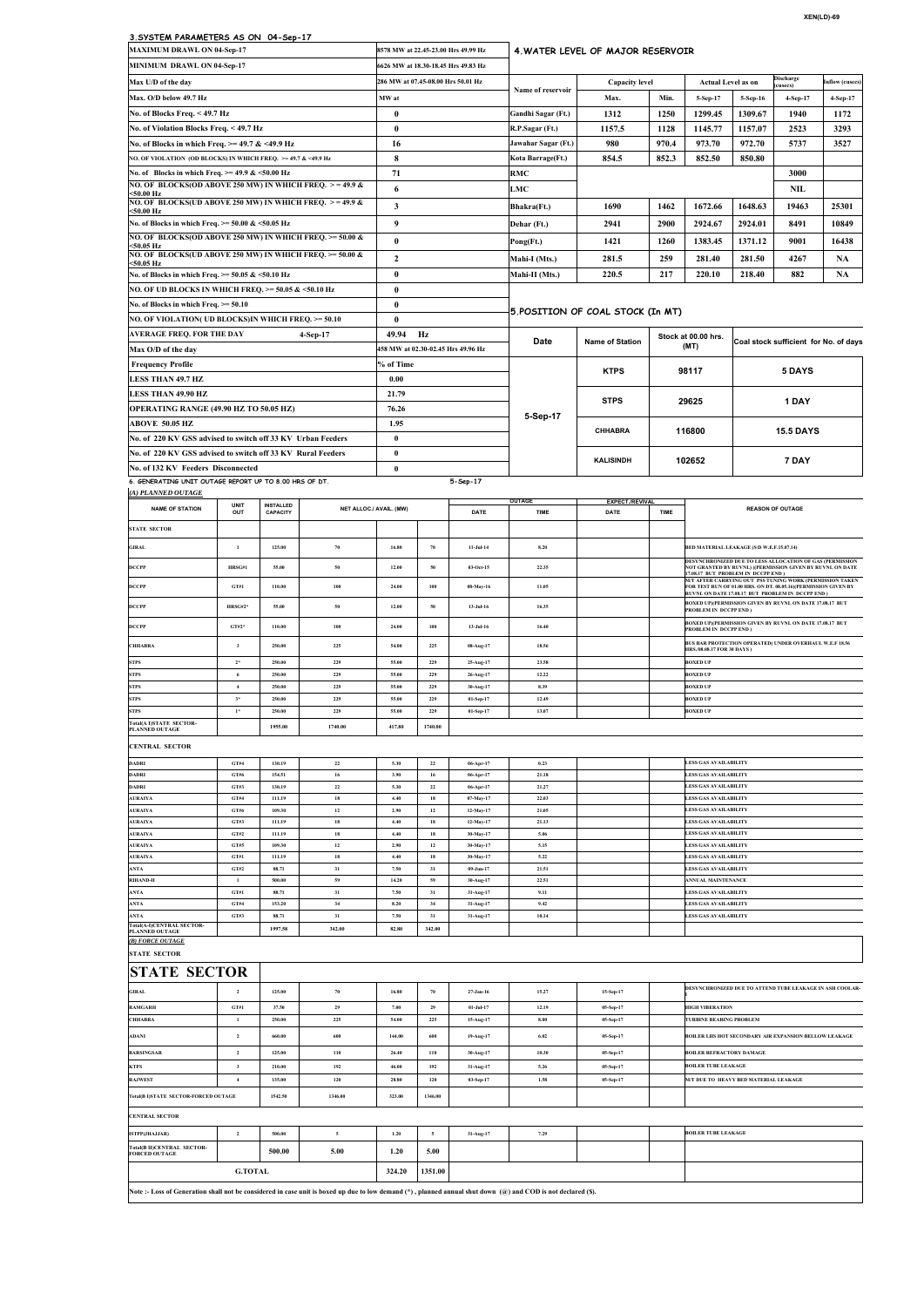XEN(LD)-69

## 3.SYSTEM PARAMETERS AS ON 04-Sep-17

| | |
|---|---|
| MAXIMUM DRAWL ON 04-Sep-17 | 8578 MW at 22.45-23.00 Hrs 49.99 Hz |
| MINIMUM DRAWL ON 04-Sep-17 | 6626 MW at 18.30-18.45 Hrs 49.83 Hz |
| Max U/D of the day | 286 MW at 07.45-08.00 Hrs 50.01 Hz |
| Max. O/D below 49.7 Hz | MW at |
| No. of Blocks Freq. < 49.7 Hz | 0 |
| No. of Violation Blocks Freq. < 49.7 Hz | 0 |
| No. of Blocks in which Freq. >= 49.7 & <49.9 Hz | 16 |
| NO. OF VIOLATION (OD BLOCKS) IN WHICH FREQ. >= 49.7 & <49.9 Hz | 8 |
| No. of Blocks in which Freq. >= 49.9 & <50.00 Hz | 71 |
| NO. OF BLOCKS(OD ABOVE 250 MW) IN WHICH FREQ. > = 49.9 & <50.00 Hz | 6 |
| NO. OF BLOCKS(UD ABOVE 250 MW) IN WHICH FREQ. > = 49.9 & <50.00 Hz | 3 |
| No. of Blocks in which Freq. >= 50.00 & <50.05 Hz | 9 |
| NO. OF BLOCKS(OD ABOVE 250 MW) IN WHICH FREQ. >= 50.00 & <50.05 Hz | 0 |
| NO. OF BLOCKS(UD ABOVE 250 MW) IN WHICH FREQ. >= 50.00 & <50.05 Hz | 2 |
| No. of Blocks in which Freq. >= 50.05 & <50.10 Hz | 0 |
| NO. OF UD BLOCKS IN WHICH FREQ. >= 50.05 & <50.10 Hz | 0 |
| No. of Blocks in which Freq. >= 50.10 | 0 |
| NO. OF VIOLATION( UD BLOCKS)IN WHICH FREQ. >= 50.10 | 0 |
| AVERAGE FREQ. FOR THE DAY 4-Sep-17 | 49.94 Hz |
| Max O/D of the day | 458 MW at 02.30-02.45 Hrs 49.96 Hz |
| Frequency Profile | % of Time |
| LESS THAN 49.7 HZ | 0.00 |
| LESS THAN 49.90 HZ | 21.79 |
| OPERATING RANGE (49.90 HZ TO 50.05 HZ) | 76.26 |
| ABOVE 50.05 HZ | 1.95 |
| No. of 220 KV GSS advised to switch off 33 KV Urban Feeders | 0 |
| No. of 220 KV GSS advised to switch off 33 KV Rural Feeders | 0 |
| No. of 132 KV Feeders Disconnected | 0 |

## 4.WATER LEVEL OF MAJOR RESERVOIR

| Name of reservoir | Capacity level | | Actual Level as on | | Discharge (cusecs) | Inflow (cusecs) |
|---|---|---|---|---|---|---|
| | Max. | Min. | 5-Sep-17 | 5-Sep-16 | 4-Sep-17 | 4-Sep-17 |
| Gandhi Sagar (Ft.) | 1312 | 1250 | 1299.45 | 1309.67 | 1940 | 1172 |
| R.P.Sagar (Ft.) | 1157.5 | 1128 | 1145.77 | 1157.07 | 2523 | 3293 |
| Jawahar Sagar (Ft.) | 980 | 970.4 | 973.70 | 972.70 | 5737 | 3527 |
| Kota Barrage(Ft.) | 854.5 | 852.3 | 852.50 | 850.80 | | |
| RMC | | | | | 3000 | |
| LMC | | | | | NIL | |
| Bhakra(Ft.) | 1690 | 1462 | 1672.66 | 1648.63 | 19463 | 25301 |
| Dehar (Ft.) | 2941 | 2900 | 2924.67 | 2924.01 | 8491 | 10849 |
| Pong(Ft.) | 1421 | 1260 | 1383.45 | 1371.12 | 9001 | 16438 |
| Mahi-I (Mts.) | 281.5 | 259 | 281.40 | 281.50 | 4267 | NA |
| Mahi-II (Mts.) | 220.5 | 217 | 220.10 | 218.40 | 882 | NA |

## 5.POSITION OF COAL STOCK (In MT)

| Date | Name of Station | Stock at 00.00 hrs. (MT) | Coal stock sufficient for No. of days |
|---|---|---|---|
| 5-Sep-17 | KTPS | 98117 | 5 DAYS |
| | STPS | 29625 | 1 DAY |
| | CHHABRA | 116800 | 15.5 DAYS |
| | KALISINDH | 102652 | 7 DAY |

## 6. GENERATING UNIT OUTAGE REPORT UP TO 8.00 HRS OF DT. 5-Sep-17

### (A) PLANNED OUTAGE

| NAME OF STATION | UNIT OUT | INSTALLED CAPACITY | NET ALLOC./ AVAIL. (MW) | | | OUTAGE DATE | OUTAGE TIME | EXPECT./REVIVAL DATE | EXPECT./REVIVAL TIME | REASON OF OUTAGE |
|---|---|---|---|---|---|---|---|---|---|---|
| **STATE SECTOR** | | | | | | | | | | |
| GIRAL | 1 | 125.00 | 70 | 16.80 | 70 | 11-Jul-14 | 8.20 | | | BED MATERIAL LEAKAGE (S/D W.E.F.15.07.14) |
| DCCPP | HRSG#1 | 55.00 | 50 | 12.00 | 50 | 03-Oct-15 | 22.35 | | | DESYNCHRONIZED DUE TO LESS ALLOCATION OF GAS (PERMISSION NOT GRANTED BY RUVNL )(PERMISSION GIVEN BY RUVNL ON DATE 17.08.17 BUT PROBLEM IN DCCPP END ) |
| DCCPP | GT#1 | 110.00 | 100 | 24.00 | 100 | 08-May-16 | 11.05 | | | S/T AFTER CARRYING OUT PSS TUNING WORK (PERMISSION TAKEN FOR TEST RUN OF 01.00 HRS. ON DT. 08.05.16)(PERMISSION GIVEN BY RUVNL ON DATE 17.08.17 BUT PROBLEM IN DCCPP END ) |
| DCCPP | HRSG#2* | 55.00 | 50 | 12.00 | 50 | 13-Jul-16 | 16.35 | | | BOXED UP(PERMISSION GIVEN BY RUVNL ON DATE 17.08.17 BUT PROBLEM IN DCCPP END ) |
| DCCPP | GT#2* | 110.00 | 100 | 24.00 | 100 | 13-Jul-16 | 16.40 | | | BOXED UP(PERMISSION GIVEN BY RUVNL ON DATE 17.08.17 BUT PROBLEM IN DCCPP END ) |
| CHHABRA | 3 | 250.00 | 225 | 54.00 | 225 | 08-Aug-17 | 18.56 | | | BUS BAR PROTECTION OPERATED( UNDER OVERHAUL W.E.F 18.56 HRS./08.08.17 FOR 30 DAYS ) |
| STPS | 2* | 250.00 | 229 | 55.00 | 229 | 25-Aug-17 | 23.58 | | | BOXED UP |
| STPS | 6 | 250.00 | 229 | 55.00 | 229 | 26-Aug-17 | 12.22 | | | BOXED UP |
| STPS | 4 | 250.00 | 229 | 55.00 | 229 | 30-Aug-17 | 8.39 | | | BOXED UP |
| STPS | 3* | 250.00 | 229 | 55.00 | 229 | 01-Sep-17 | 12.49 | | | BOXED UP |
| STPS | 1* | 250.00 | 229 | 55.00 | 229 | 01-Sep-17 | 13.07 | | | BOXED UP |
| Total(A I)STATE SECTOR-PLANNED OUTAGE | | 1955.00 | 1740.00 | 417.80 | 1740.00 | | | | | |
| **CENTRAL SECTOR** | | | | | | | | | | |
| DADRI | GT#4 | 130.19 | 22 | 5.30 | 22 | 06-Apr-17 | 0.23 | | | LESS GAS AVAILABILITY |
| DADRI | GT#6 | 154.51 | 16 | 3.90 | 16 | 06-Apr-17 | 21.18 | | | LESS GAS AVAILABILITY |
| DADRI | GT#3 | 130.19 | 22 | 5.30 | 22 | 06-Apr-17 | 21.27 | | | LESS GAS AVAILABILITY |
| AURAIYA | GT#4 | 111.19 | 18 | 4.40 | 18 | 07-May-17 | 22.03 | | | LESS GAS AVAILABILITY |
| AURAIYA | GT#6 | 109.30 | 12 | 2.90 | 12 | 12-May-17 | 21.05 | | | LESS GAS AVAILABILITY |
| AURAIYA | GT#3 | 111.19 | 18 | 4.40 | 18 | 12-May-17 | 21.13 | | | LESS GAS AVAILABILITY |
| AURAIYA | GT#2 | 111.19 | 18 | 4.40 | 18 | 30-May-17 | 5.06 | | | LESS GAS AVAILABILITY |
| AURAIYA | GT#5 | 109.30 | 12 | 2.90 | 12 | 30-May-17 | 5.15 | | | LESS GAS AVAILABILITY |
| AURAIYA | GT#1 | 111.19 | 18 | 4.40 | 18 | 30-May-17 | 5.22 | | | LESS GAS AVAILABILITY |
| ANTA | GT#2 | 88.71 | 31 | 7.50 | 31 | 09-Jun-17 | 21.51 | | | LESS GAS AVAILABILITY |
| RIHAND-II | 1 | 500.00 | 59 | 14.20 | 59 | 30-Aug-17 | 22.51 | | | ANNUAL MAINTENANCE |
| ANTA | GT#1 | 88.71 | 31 | 7.50 | 31 | 31-Aug-17 | 9.11 | | | LESS GAS AVAILABILITY |
| ANTA | GT#4 | 153.20 | 34 | 8.20 | 34 | 31-Aug-17 | 9.42 | | | LESS GAS AVAILABILITY |
| ANTA | GT#3 | 88.71 | 31 | 7.50 | 31 | 31-Aug-17 | 10.14 | | | LESS GAS AVAILABILITY |
| Total(A-I)CENTRAL SECTOR-PLANNED OUTAGE | | 1997.58 | 342.00 | 82.80 | 342.00 | | | | | |

### (B) FORCE OUTAGE

**STATE SECTOR**

## STATE SECTOR

| NAME OF STATION | UNIT OUT | INSTALLED CAPACITY | NET ALLOC./ AVAIL. (MW) | | | OUTAGE DATE | OUTAGE TIME | EXPECT./REVIVAL DATE | EXPECT./REVIVAL TIME | REASON OF OUTAGE |
|---|---|---|---|---|---|---|---|---|---|---|
| GIRAL | 2 | 125.00 | 70 | 16.80 | 70 | 27-Jan-16 | 15.27 | 15-Sep-17 | | DESYNCHRONIZED DUE TO ATTEND TUBE LEAKAGE IN ASH COOLAR-8 |
| RAMGARH | GT#1 | 37.50 | 29 | 7.00 | 29 | 01-Jul-17 | 12.19 | 05-Sep-17 | | HIGH VIBERATION |
| CHHABRA | 1 | 250.00 | 225 | 54.00 | 225 | 15-Aug-17 | 8.00 | 05-Sep-17 | | TURBINE BEARING PROBLEM |
| ADANI | 2 | 660.00 | 600 | 144.00 | 600 | 19-Aug-17 | 6.02 | 05-Sep-17 | | BOILER LHS HOT SECONDARY AIR EXPANSION BELLOW LEAKAGE |
| BARSINGSAR | 2 | 125.00 | 110 | 26.40 | 110 | 30-Aug-17 | 10.30 | 05-Sep-17 | | BOILER REFRACTORY DAMAGE |
| KTPS | 3 | 210.00 | 192 | 46.00 | 192 | 31-Aug-17 | 5.26 | 05-Sep-17 | | BOILER TUBE LEAKAGE |
| RAJWEST | 4 | 135.00 | 120 | 28.80 | 120 | 03-Sep-17 | 1.58 | 05-Sep-17 | | S/T DUE TO HEAVY BED MATERIAL LEAKAGE |
| Total(B I)STATE SECTOR-FORCED OUTAGE | | 1542.50 | 1346.00 | 323.00 | 1346.00 | | | | | |
| **CENTRAL SECTOR** | | | | | | | | | | |
| ISTPP(JHAJJAR) | 2 | 500.00 | 5 | 1.20 | 5 | 31-Aug-17 | 7.29 | | | BOILER TUBE LEAKAGE |
| Total(B II)CENTRAL SECTOR-FORCED OUTAGE | | 500.00 | 5.00 | 1.20 | 5.00 | | | | | |
| G.TOTAL | | | | 324.20 | 1351.00 | | | | | |

Note :- Loss of Generation shall not be considered in case unit is boxed up due to low demand (*) , planned annual shut down (@) and COD is not declared ($).